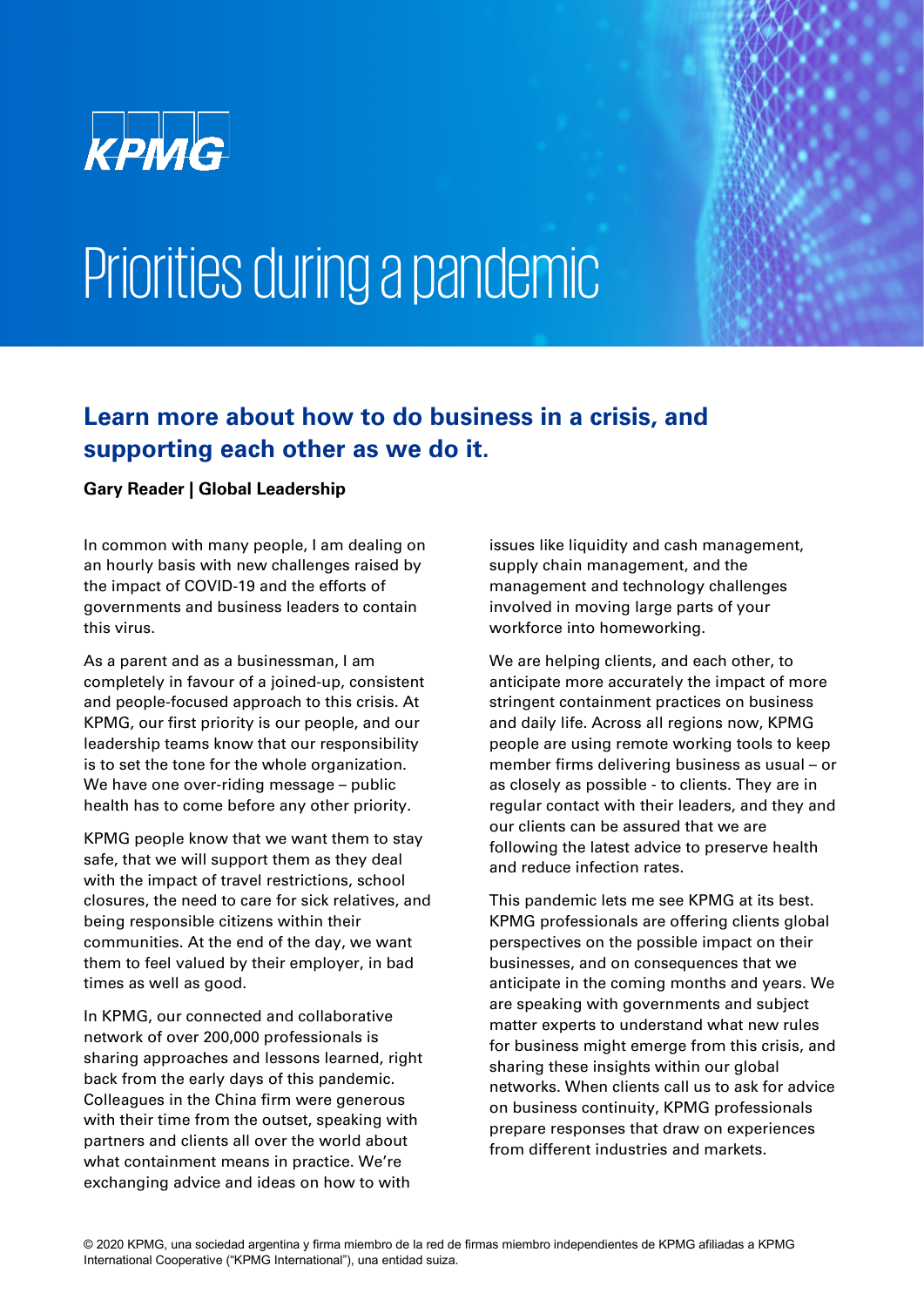KPMG

# Priorities during a pandemic

## Learn more about how to do business in a crisis, and supporting each other as we do it.

**Gary Reader | Global Leadership**

In common with many people, I am dealing on an hourly basis with new challenges raised by the impact of COVID-19 and the efforts of governments and business leaders to contain this virus.

As a parent and as a businessman, I am completely in favour of a joined-up, consistent and people-focused approach to this crisis. At KPMG, our first priority is our people, and our leadership teams know that our responsibility is to set the tone for the whole organization. We have one over-riding message – public health has to come before any other priority.

KPMG people know that we want them to stay safe, that we will support them as they deal with the impact of travel restrictions, school closures, the need to care for sick relatives, and being responsible citizens within their communities. At the end of the day, we want them to feel valued by their employer, in bad times as well as good.

In KPMG, our connected and collaborative network of over 200,000 professionals is sharing approaches and lessons learned, right back from the early days of this pandemic. Colleagues in the China firm were generous with their time from the outset, speaking with partners and clients all over the world about what containment means in practice. We're exchanging advice and ideas on how to with issues like liquidity and cash management, supply chain management, and the management and technology challenges involved in moving large parts of your workforce into homeworking.

We are helping clients, and each other, to anticipate more accurately the impact of more stringent containment practices on business and daily life. Across all regions now, KPMG people are using remote working tools to keep member firms delivering business as usual – or as closely as possible - to clients. They are in regular contact with their leaders, and they and our clients can be assured that we are following the latest advice to preserve health and reduce infection rates.

This pandemic lets me see KPMG at its best. KPMG professionals are offering clients global perspectives on the possible impact on their businesses, and on consequences that we anticipate in the coming months and years. We are speaking with governments and subject matter experts to understand what new rules for business might emerge from this crisis, and sharing these insights within our global networks. When clients call us to ask for advice on business continuity, KPMG professionals prepare responses that draw on experiences from different industries and markets.

© 2020 KPMG, una sociedad argentina y firma miembro de la red de firmas miembro independientes de KPMG afiliadas a KPMG International Cooperative ("KPMG International"), una entidad suiza.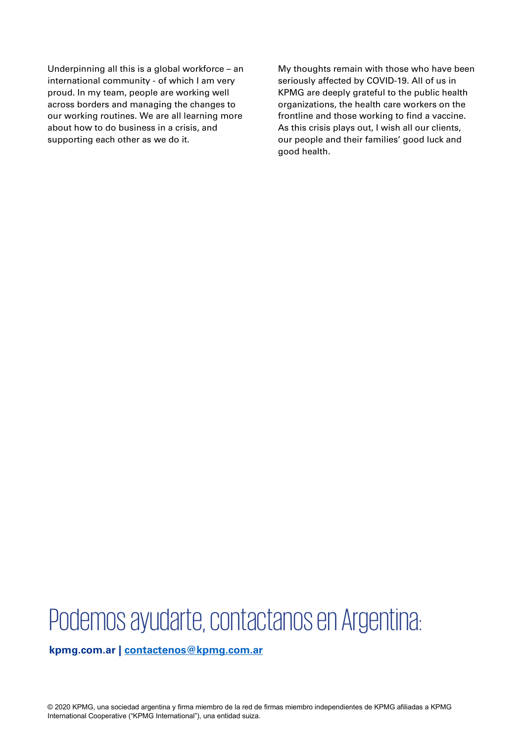Underpinning all this is a global workforce – an international community - of which I am very proud. In my team, people are working well across borders and managing the changes to our working routines. We are all learning more about how to do business in a crisis, and supporting each other as we do it.

My thoughts remain with those who have been seriously affected by COVID-19. All of us in KPMG are deeply grateful to the public health organizations, the health care workers on the frontline and those working to find a vaccine. As this crisis plays out, I wish all our clients, our people and their families' good luck and good health.

# Podemos ayudarte, contactanos en Argentina:

**kpmg.com.ar | [contactenos@kpmg.com.ar](mailto:contactenos@kpmg.com.ar)**

© 2020 KPMG, una sociedad argentina y firma miembro de la red de firmas miembro independientes de KPMG afiliadas a KPMG International Cooperative ("KPMG International"), una entidad suiza.